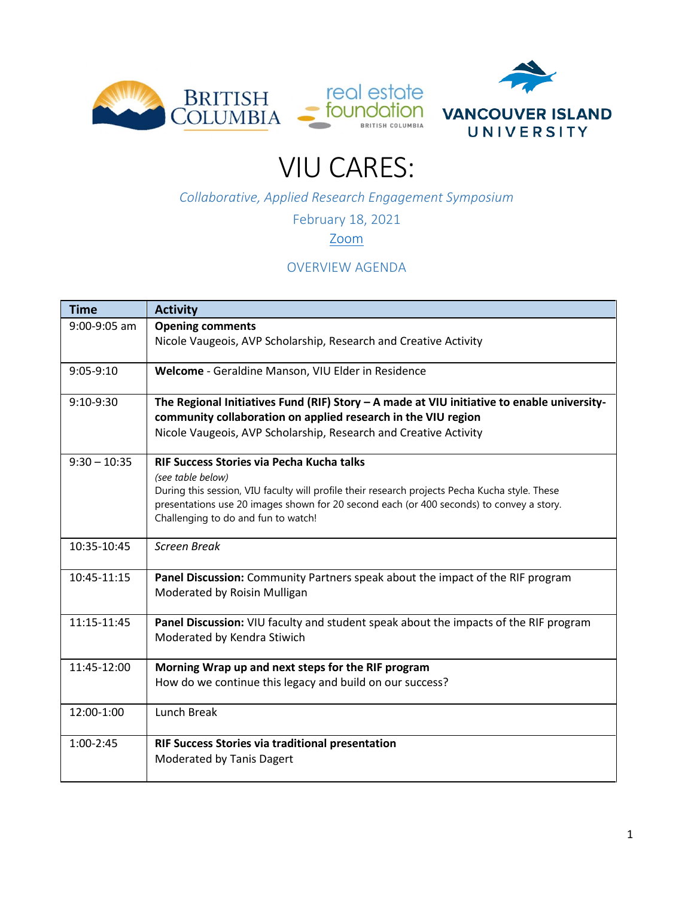# VIU CARES:

*Collaborative, Applied Research Engagement Symposium*

February 18, 2021

Zoom

OVERVIEW AGENDA

| Time | Activity |
|---|---|
| 9:00-9:05 am | **Opening comments**<br>Nicole Vaugeois, AVP Scholarship, Research and Creative Activity |
| 9:05-9:10 | **Welcome** - Geraldine Manson, VIU Elder in Residence |
| 9:10-9:30 | **The Regional Initiatives Fund (RIF) Story – A made at VIU initiative to enable university-community collaboration on applied research in the VIU region**<br>Nicole Vaugeois, AVP Scholarship, Research and Creative Activity |
| 9:30 – 10:35 | **RIF Success Stories via Pecha Kucha talks**<br>*(see table below)*<br>During this session, VIU faculty will profile their research projects Pecha Kucha style. These presentations use 20 images shown for 20 second each (or 400 seconds) to convey a story. Challenging to do and fun to watch! |
| 10:35-10:45 | *Screen Break* |
| 10:45-11:15 | **Panel Discussion:** Community Partners speak about the impact of the RIF program<br>Moderated by Roisin Mulligan |
| 11:15-11:45 | **Panel Discussion:** VIU faculty and student speak about the impacts of the RIF program<br>Moderated by Kendra Stiwich |
| 11:45-12:00 | **Morning Wrap up and next steps for the RIF program**<br>How do we continue this legacy and build on our success? |
| 12:00-1:00 | Lunch Break |
| 1:00-2:45 | **RIF Success Stories via traditional presentation**<br>Moderated by Tanis Dagert |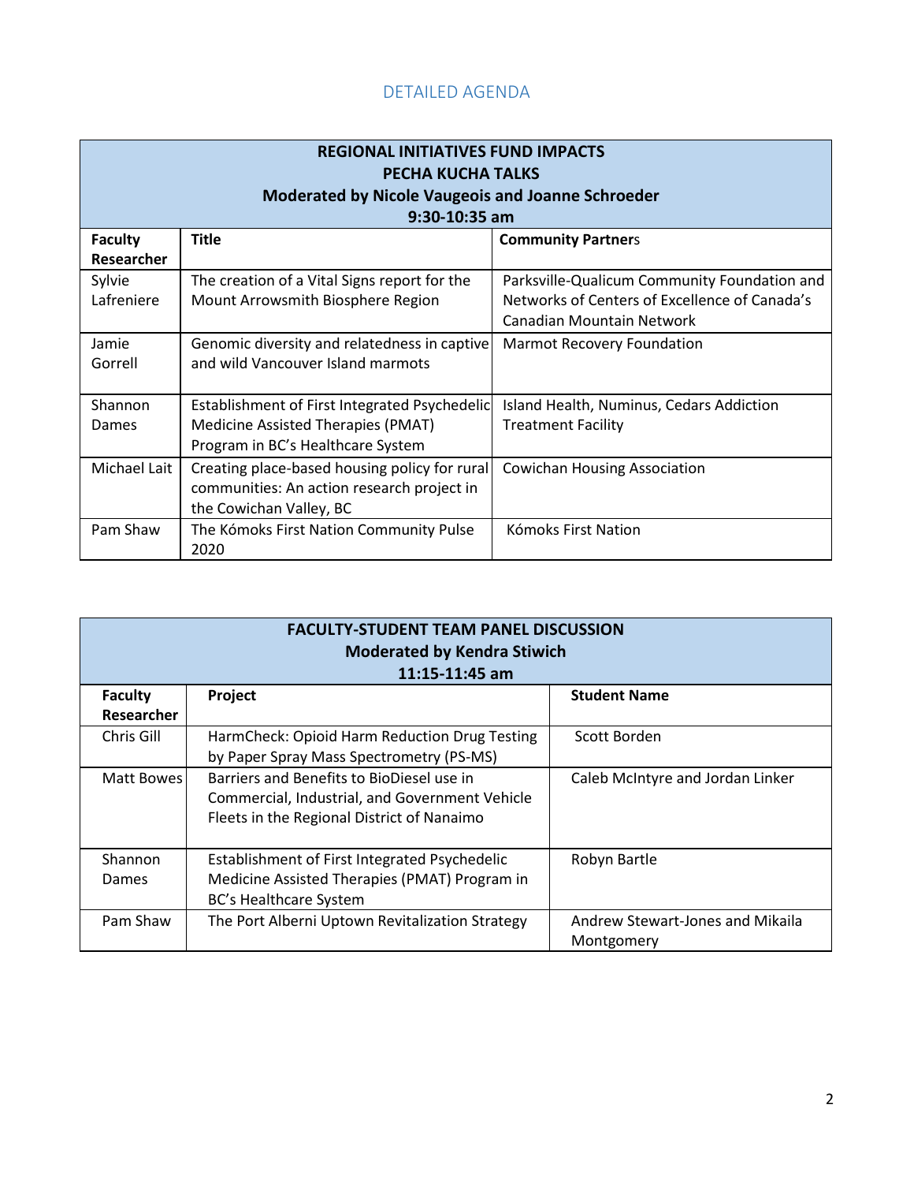## DETAILED AGENDA

**REGIONAL INITIATIVES FUND IMPACTS**
**PECHA KUCHA TALKS**
**Moderated by Nicole Vaugeois and Joanne Schroeder**
**9:30-10:35 am**

| Faculty Researcher | Title | Community Partners |
|---|---|---|
| Sylvie Lafreniere | The creation of a Vital Signs report for the Mount Arrowsmith Biosphere Region | Parksville-Qualicum Community Foundation and Networks of Centers of Excellence of Canada's Canadian Mountain Network |
| Jamie Gorrell | Genomic diversity and relatedness in captive and wild Vancouver Island marmots | Marmot Recovery Foundation |
| Shannon Dames | Establishment of First Integrated Psychedelic Medicine Assisted Therapies (PMAT) Program in BC's Healthcare System | Island Health, Numinus, Cedars Addiction Treatment Facility |
| Michael Lait | Creating place-based housing policy for rural communities: An action research project in the Cowichan Valley, BC | Cowichan Housing Association |
| Pam Shaw | The Kómoks First Nation Community Pulse 2020 | Kómoks First Nation |

**FACULTY-STUDENT TEAM PANEL DISCUSSION**
**Moderated by Kendra Stiwich**
**11:15-11:45 am**

| Faculty Researcher | Project | Student Name |
|---|---|---|
| Chris Gill | HarmCheck: Opioid Harm Reduction Drug Testing by Paper Spray Mass Spectrometry (PS-MS) | Scott Borden |
| Matt Bowes | Barriers and Benefits to BioDiesel use in Commercial, Industrial, and Government Vehicle Fleets in the Regional District of Nanaimo | Caleb McIntyre and Jordan Linker |
| Shannon Dames | Establishment of First Integrated Psychedelic Medicine Assisted Therapies (PMAT) Program in BC's Healthcare System | Robyn Bartle |
| Pam Shaw | The Port Alberni Uptown Revitalization Strategy | Andrew Stewart-Jones and Mikaila Montgomery |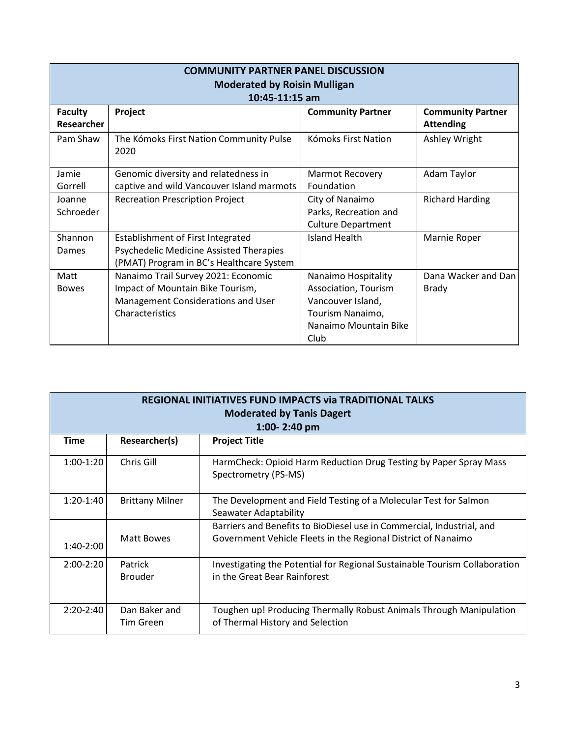| COMMUNITY PARTNER PANEL DISCUSSION<br>Moderated by Roisin Mulligan<br>10:45-11:15 am | | | |
|---|---|---|---|
| **Faculty Researcher** | **Project** | **Community Partner** | **Community Partner Attending** |
| Pam Shaw | The Kómoks First Nation Community Pulse 2020 | Kómoks First Nation | Ashley Wright |
| Jamie Gorrell | Genomic diversity and relatedness in captive and wild Vancouver Island marmots | Marmot Recovery Foundation | Adam Taylor |
| Joanne Schroeder | Recreation Prescription Project | City of Nanaimo Parks, Recreation and Culture Department | Richard Harding |
| Shannon Dames | Establishment of First Integrated Psychedelic Medicine Assisted Therapies (PMAT) Program in BC's Healthcare System | Island Health | Marnie Roper |
| Matt Bowes | Nanaimo Trail Survey 2021: Economic Impact of Mountain Bike Tourism, Management Considerations and User Characteristics | Nanaimo Hospitality Association, Tourism Vancouver Island, Tourism Nanaimo, Nanaimo Mountain Bike Club | Dana Wacker and Dan Brady |

| REGIONAL INITIATIVES FUND IMPACTS via TRADITIONAL TALKS<br>Moderated by Tanis Dagert<br>1:00- 2:40 pm | | |
|---|---|---|
| **Time** | **Researcher(s)** | **Project Title** |
| 1:00-1:20 | Chris Gill | HarmCheck: Opioid Harm Reduction Drug Testing by Paper Spray Mass Spectrometry (PS-MS) |
| 1:20-1:40 | Brittany Milner | The Development and Field Testing of a Molecular Test for Salmon Seawater Adaptability |
| 1:40-2:00 | Matt Bowes | Barriers and Benefits to BioDiesel use in Commercial, Industrial, and Government Vehicle Fleets in the Regional District of Nanaimo |
| 2:00-2:20 | Patrick Brouder | Investigating the Potential for Regional Sustainable Tourism Collaboration in the Great Bear Rainforest |
| 2:20-2:40 | Dan Baker and Tim Green | Toughen up! Producing Thermally Robust Animals Through Manipulation of Thermal History and Selection |